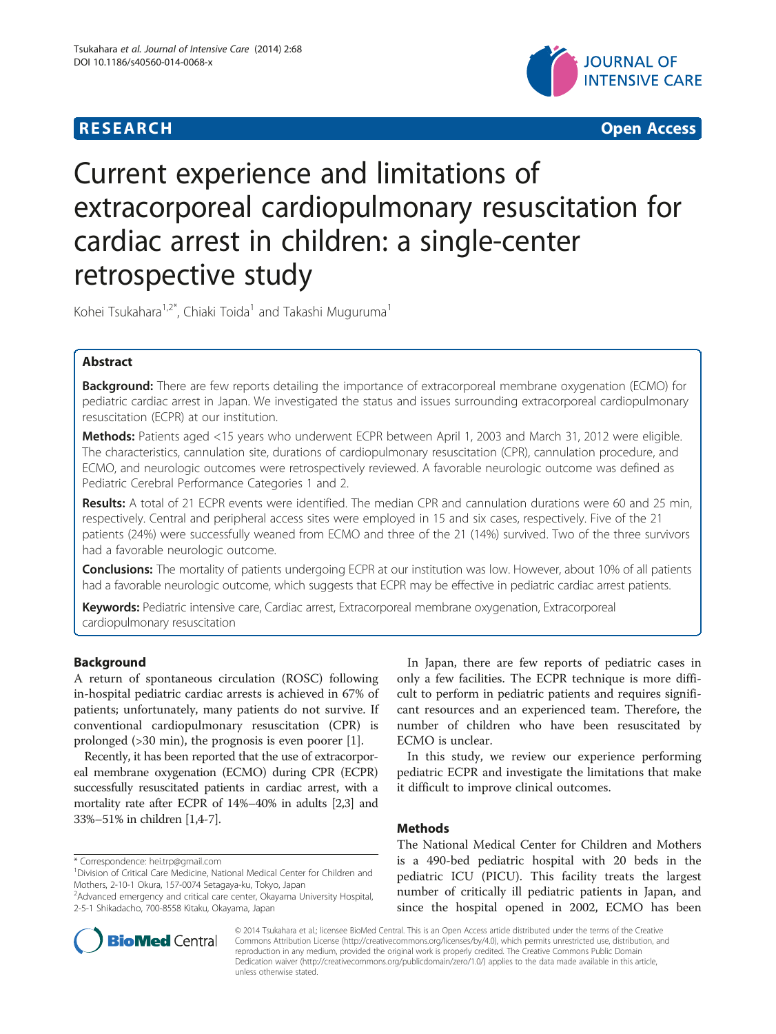**RESEARCH** **Open Access**

# Current experience and limitations of extracorporeal cardiopulmonary resuscitation for cardiac arrest in children: a single-center retrospective study

Kohei Tsukahara[1,2*], Chiaki Toida[1] and Takashi Muguruma[1]

## Abstract

**Background:** There are few reports detailing the importance of extracorporeal membrane oxygenation (ECMO) for pediatric cardiac arrest in Japan. We investigated the status and issues surrounding extracorporeal cardiopulmonary resuscitation (ECPR) at our institution.

**Methods:** Patients aged <15 years who underwent ECPR between April 1, 2003 and March 31, 2012 were eligible. The characteristics, cannulation site, durations of cardiopulmonary resuscitation (CPR), cannulation procedure, and ECMO, and neurologic outcomes were retrospectively reviewed. A favorable neurologic outcome was defined as Pediatric Cerebral Performance Categories 1 and 2.

**Results:** A total of 21 ECPR events were identified. The median CPR and cannulation durations were 60 and 25 min, respectively. Central and peripheral access sites were employed in 15 and six cases, respectively. Five of the 21 patients (24%) were successfully weaned from ECMO and three of the 21 (14%) survived. Two of the three survivors had a favorable neurologic outcome.

**Conclusions:** The mortality of patients undergoing ECPR at our institution was low. However, about 10% of all patients had a favorable neurologic outcome, which suggests that ECPR may be effective in pediatric cardiac arrest patients.

**Keywords:** Pediatric intensive care, Cardiac arrest, Extracorporeal membrane oxygenation, Extracorporeal cardiopulmonary resuscitation

## Background

A return of spontaneous circulation (ROSC) following in-hospital pediatric cardiac arrests is achieved in 67% of patients; unfortunately, many patients do not survive. If conventional cardiopulmonary resuscitation (CPR) is prolonged (>30 min), the prognosis is even poorer [1].

Recently, it has been reported that the use of extracorporeal membrane oxygenation (ECMO) during CPR (ECPR) successfully resuscitated patients in cardiac arrest, with a mortality rate after ECPR of 14%–40% in adults [2,3] and 33%–51% in children [1,4-7].

In Japan, there are few reports of pediatric cases in only a few facilities. The ECPR technique is more difficult to perform in pediatric patients and requires significant resources and an experienced team. Therefore, the number of children who have been resuscitated by ECMO is unclear.

In this study, we review our experience performing pediatric ECPR and investigate the limitations that make it difficult to improve clinical outcomes.

## Methods

The National Medical Center for Children and Mothers is a 490-bed pediatric hospital with 20 beds in the pediatric ICU (PICU). This facility treats the largest number of critically ill pediatric patients in Japan, and since the hospital opened in 2002, ECMO has been

\* Correspondence: hei.trp@gmail.com
[1]Division of Critical Care Medicine, National Medical Center for Children and Mothers, 2-10-1 Okura, 157-0074 Setagaya-ku, Tokyo, Japan
[2]Advanced emergency and critical care center, Okayama University Hospital, 2-5-1 Shikadacho, 700-8558 Kitaku, Okayama, Japan

© 2014 Tsukahara et al.; licensee BioMed Central. This is an Open Access article distributed under the terms of the Creative Commons Attribution License (http://creativecommons.org/licenses/by/4.0), which permits unrestricted use, distribution, and reproduction in any medium, provided the original work is properly credited. The Creative Commons Public Domain Dedication waiver (http://creativecommons.org/publicdomain/zero/1.0/) applies to the data made available in this article, unless otherwise stated.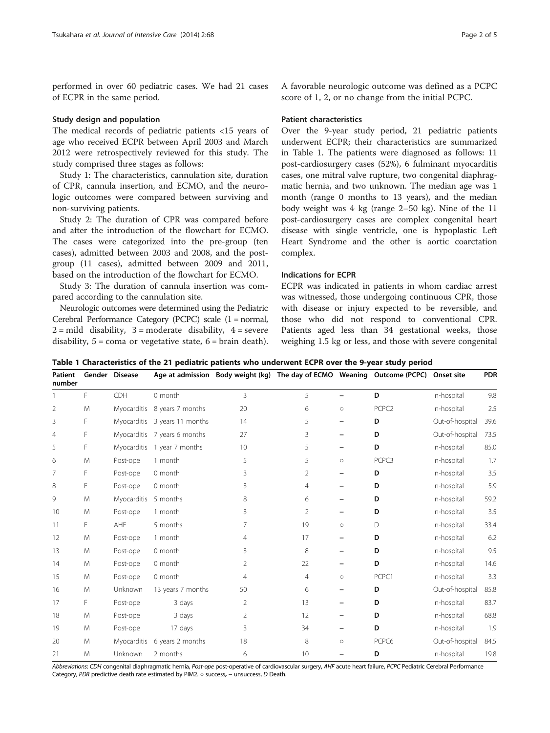performed in over 60 pediatric cases. We had 21 cases of ECPR in the same period.

### Study design and population

The medical records of pediatric patients <15 years of age who received ECPR between April 2003 and March 2012 were retrospectively reviewed for this study. The study comprised three stages as follows:

Study 1: The characteristics, cannulation site, duration of CPR, cannula insertion, and ECMO, and the neurologic outcomes were compared between surviving and non-surviving patients.

Study 2: The duration of CPR was compared before and after the introduction of the flowchart for ECMO. The cases were categorized into the pre-group (ten cases), admitted between 2003 and 2008, and the post-group (11 cases), admitted between 2009 and 2011, based on the introduction of the flowchart for ECMO.

Study 3: The duration of cannula insertion was compared according to the cannulation site.

Neurologic outcomes were determined using the Pediatric Cerebral Performance Category (PCPC) scale (1 = normal, 2 = mild disability, 3 = moderate disability, 4 = severe disability, 5 = coma or vegetative state, 6 = brain death). A favorable neurologic outcome was defined as a PCPC score of 1, 2, or no change from the initial PCPC.

### Patient characteristics

Over the 9-year study period, 21 pediatric patients underwent ECPR; their characteristics are summarized in Table 1. The patients were diagnosed as follows: 11 post-cardiosurgery cases (52%), 6 fulminant myocarditis cases, one mitral valve rupture, two congenital diaphragmatic hernia, and two unknown. The median age was 1 month (range 0 months to 13 years), and the median body weight was 4 kg (range 2–50 kg). Nine of the 11 post-cardiosurgery cases are complex congenital heart disease with single ventricle, one is hypoplastic Left Heart Syndrome and the other is aortic coarctation complex.

### Indications for ECPR

ECPR was indicated in patients in whom cardiac arrest was witnessed, those undergoing continuous CPR, those with disease or injury expected to be reversible, and those who did not respond to conventional CPR. Patients aged less than 34 gestational weeks, those weighing 1.5 kg or less, and those with severe congenital

**Table 1 Characteristics of the 21 pediatric patients who underwent ECPR over the 9-year study period**

| Patient number | Gender | Disease | Age at admission | Body weight (kg) | The day of ECMO | Weaning | Outcome (PCPC) | Onset site | PDR |
|---|---|---|---|---|---|---|---|---|---|
| 1 | F | CDH | 0 month | 3 | 5 | – | **D** | In-hospital | 9.8 |
| 2 | M | Myocarditis | 8 years 7 months | 20 | 6 | ○ | PCPC2 | In-hospital | 2.5 |
| 3 | F | Myocarditis | 3 years 11 months | 14 | 5 | – | **D** | Out-of-hospital | 39.6 |
| 4 | F | Myocarditis | 7 years 6 months | 27 | 3 | – | **D** | Out-of-hospital | 73.5 |
| 5 | F | Myocarditis | 1 year 7 months | 10 | 5 | – | **D** | In-hospital | 85.0 |
| 6 | M | Post-ope | 1 month | 5 | 5 | ○ | PCPC3 | In-hospital | 1.7 |
| 7 | F | Post-ope | 0 month | 3 | 2 | – | **D** | In-hospital | 3.5 |
| 8 | F | Post-ope | 0 month | 3 | 4 | – | **D** | In-hospital | 5.9 |
| 9 | M | Myocarditis | 5 months | 8 | 6 | – | **D** | In-hospital | 59.2 |
| 10 | M | Post-ope | 1 month | 3 | 2 | – | **D** | In-hospital | 3.5 |
| 11 | F | AHF | 5 months | 7 | 19 | ○ | D | In-hospital | 33.4 |
| 12 | M | Post-ope | 1 month | 4 | 17 | – | **D** | In-hospital | 6.2 |
| 13 | M | Post-ope | 0 month | 3 | 8 | – | **D** | In-hospital | 9.5 |
| 14 | M | Post-ope | 0 month | 2 | 22 | – | **D** | In-hospital | 14.6 |
| 15 | M | Post-ope | 0 month | 4 | 4 | ○ | PCPC1 | In-hospital | 3.3 |
| 16 | M | Unknown | 13 years 7 months | 50 | 6 | – | **D** | Out-of-hospital | 85.8 |
| 17 | F | Post-ope | 3 days | 2 | 13 | – | **D** | In-hospital | 83.7 |
| 18 | M | Post-ope | 3 days | 2 | 12 | – | **D** | In-hospital | 68.8 |
| 19 | M | Post-ope | 17 days | 3 | 34 | – | **D** | In-hospital | 1.9 |
| 20 | M | Myocarditis | 6 years 2 months | 18 | 8 | ○ | PCPC6 | Out-of-hospital | 84.5 |
| 21 | M | Unknown | 2 months | 6 | 10 | – | **D** | In-hospital | 19.8 |

*Abbreviations*: *CDH* congenital diaphragmatic hernia, *Post-ope* post-operative of cardiovascular surgery, *AHF* acute heart failure, *PCPC* Pediatric Cerebral Performance Category, *PDR* predictive death rate estimated by PIM2. ○ success, – unsuccess, *D* Death.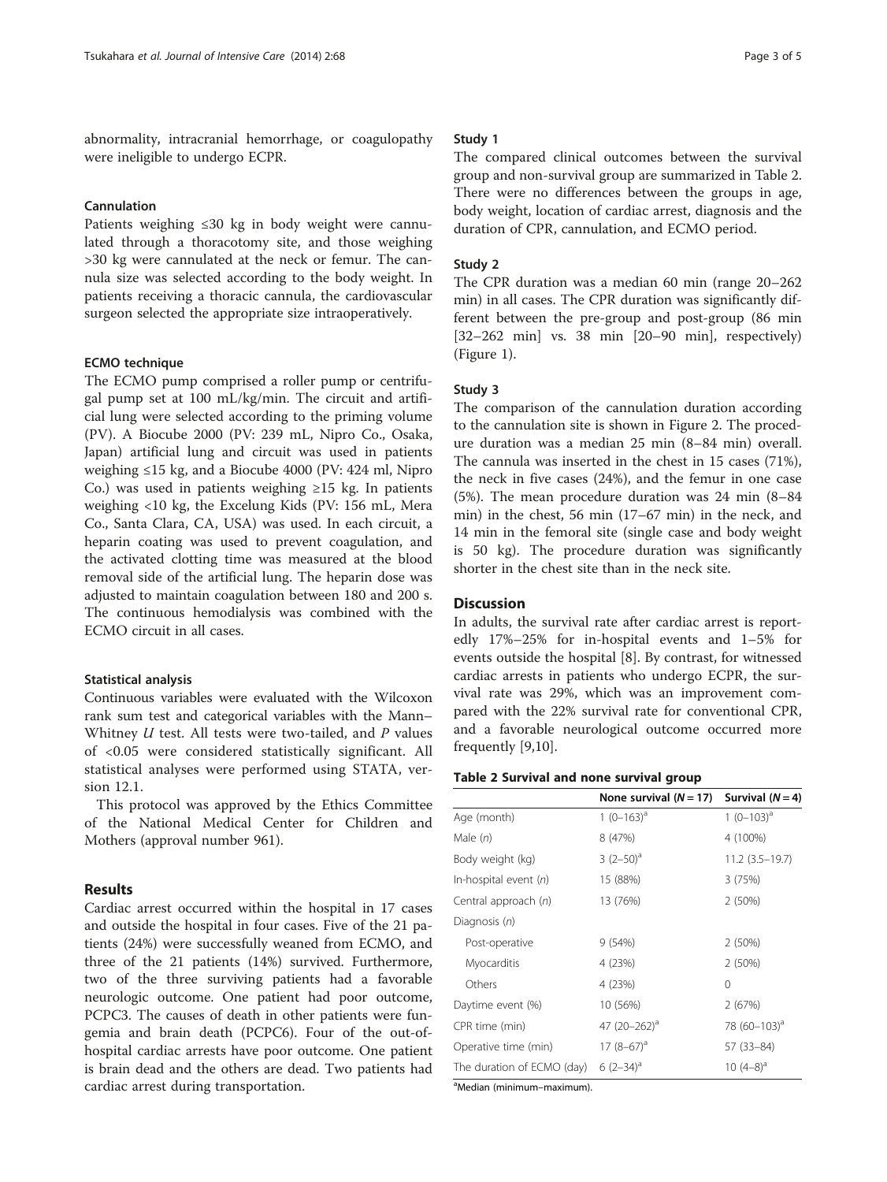abnormality, intracranial hemorrhage, or coagulopathy were ineligible to undergo ECPR.

#### Cannulation

Patients weighing ≤30 kg in body weight were cannulated through a thoracotomy site, and those weighing >30 kg were cannulated at the neck or femur. The cannula size was selected according to the body weight. In patients receiving a thoracic cannula, the cardiovascular surgeon selected the appropriate size intraoperatively.

#### ECMO technique

The ECMO pump comprised a roller pump or centrifugal pump set at 100 mL/kg/min. The circuit and artificial lung were selected according to the priming volume (PV). A Biocube 2000 (PV: 239 mL, Nipro Co., Osaka, Japan) artificial lung and circuit was used in patients weighing ≤15 kg, and a Biocube 4000 (PV: 424 ml, Nipro Co.) was used in patients weighing ≥15 kg. In patients weighing <10 kg, the Excelung Kids (PV: 156 mL, Mera Co., Santa Clara, CA, USA) was used. In each circuit, a heparin coating was used to prevent coagulation, and the activated clotting time was measured at the blood removal side of the artificial lung. The heparin dose was adjusted to maintain coagulation between 180 and 200 s. The continuous hemodialysis was combined with the ECMO circuit in all cases.

#### Statistical analysis

Continuous variables were evaluated with the Wilcoxon rank sum test and categorical variables with the Mann–Whitney *U* test. All tests were two-tailed, and *P* values of <0.05 were considered statistically significant. All statistical analyses were performed using STATA, version 12.1.

This protocol was approved by the Ethics Committee of the National Medical Center for Children and Mothers (approval number 961).

## Results

Cardiac arrest occurred within the hospital in 17 cases and outside the hospital in four cases. Five of the 21 patients (24%) were successfully weaned from ECMO, and three of the 21 patients (14%) survived. Furthermore, two of the three surviving patients had a favorable neurologic outcome. One patient had poor outcome, PCPC3. The causes of death in other patients were fungemia and brain death (PCPC6). Four of the out-of-hospital cardiac arrests have poor outcome. One patient is brain dead and the others are dead. Two patients had cardiac arrest during transportation.

#### Study 1

The compared clinical outcomes between the survival group and non-survival group are summarized in Table 2. There were no differences between the groups in age, body weight, location of cardiac arrest, diagnosis and the duration of CPR, cannulation, and ECMO period.

#### Study 2

The CPR duration was a median 60 min (range 20–262 min) in all cases. The CPR duration was significantly different between the pre-group and post-group (86 min [32–262 min] vs. 38 min [20–90 min], respectively) (Figure 1).

#### Study 3

The comparison of the cannulation duration according to the cannulation site is shown in Figure 2. The procedure duration was a median 25 min (8–84 min) overall. The cannula was inserted in the chest in 15 cases (71%), the neck in five cases (24%), and the femur in one case (5%). The mean procedure duration was 24 min (8–84 min) in the chest, 56 min (17–67 min) in the neck, and 14 min in the femoral site (single case and body weight is 50 kg). The procedure duration was significantly shorter in the chest site than in the neck site.

## Discussion

In adults, the survival rate after cardiac arrest is reportedly 17%–25% for in-hospital events and 1–5% for events outside the hospital [8]. By contrast, for witnessed cardiac arrests in patients who undergo ECPR, the survival rate was 29%, which was an improvement compared with the 22% survival rate for conventional CPR, and a favorable neurological outcome occurred more frequently [9,10].

**Table 2 Survival and none survival group**

| | None survival (*N* = 17) | Survival (*N* = 4) |
|---|---|---|
| Age (month) | 1 (0–163)[a] | 1 (0–103)[a] |
| Male (*n*) | 8 (47%) | 4 (100%) |
| Body weight (kg) | 3 (2–50)[a] | 11.2 (3.5–19.7) |
| In-hospital event (*n*) | 15 (88%) | 3 (75%) |
| Central approach (*n*) | 13 (76%) | 2 (50%) |
| Diagnosis (*n*) | | |
| Post-operative | 9 (54%) | 2 (50%) |
| Myocarditis | 4 (23%) | 2 (50%) |
| Others | 4 (23%) | 0 |
| Daytime event (%) | 10 (56%) | 2 (67%) |
| CPR time (min) | 47 (20–262)[a] | 78 (60–103)[a] |
| Operative time (min) | 17 (8–67)[a] | 57 (33–84) |
| The duration of ECMO (day) | 6 (2–34)[a] | 10 (4–8)[a] |

[a]Median (minimum–maximum).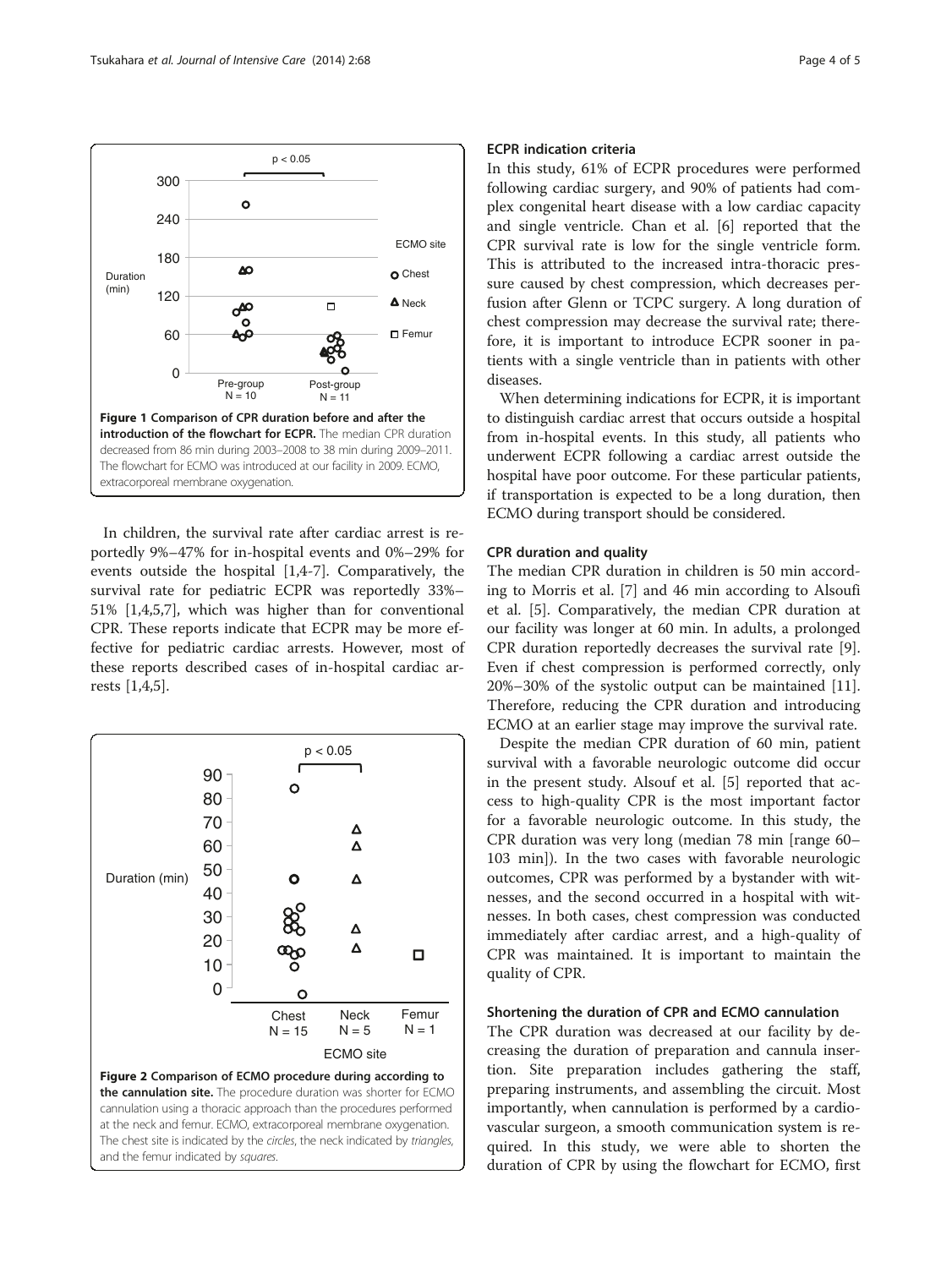**Figure 1 Comparison of CPR duration before and after the introduction of the flowchart for ECPR.** The median CPR duration decreased from 86 min during 2003–2008 to 38 min during 2009–2011. The flowchart for ECMO was introduced at our facility in 2009. ECMO, extracorporeal membrane oxygenation.

In children, the survival rate after cardiac arrest is reportedly 9%–47% for in-hospital events and 0%–29% for events outside the hospital [1,4-7]. Comparatively, the survival rate for pediatric ECPR was reportedly 33%–51% [1,4,5,7], which was higher than for conventional CPR. These reports indicate that ECPR may be more effective for pediatric cardiac arrests. However, most of these reports described cases of in-hospital cardiac arrests [1,4,5].

**Figure 2 Comparison of ECMO procedure during according to the cannulation site.** The procedure duration was shorter for ECMO cannulation using a thoracic approach than the procedures performed at the neck and femur. ECMO, extracorporeal membrane oxygenation. The chest site is indicated by the *circles*, the neck indicated by *triangles*, and the femur indicated by *squares*.

### ECPR indication criteria

In this study, 61% of ECPR procedures were performed following cardiac surgery, and 90% of patients had complex congenital heart disease with a low cardiac capacity and single ventricle. Chan et al. [6] reported that the CPR survival rate is low for the single ventricle form. This is attributed to the increased intra-thoracic pressure caused by chest compression, which decreases perfusion after Glenn or TCPC surgery. A long duration of chest compression may decrease the survival rate; therefore, it is important to introduce ECPR sooner in patients with a single ventricle than in patients with other diseases.

When determining indications for ECPR, it is important to distinguish cardiac arrest that occurs outside a hospital from in-hospital events. In this study, all patients who underwent ECPR following a cardiac arrest outside the hospital have poor outcome. For these particular patients, if transportation is expected to be a long duration, then ECMO during transport should be considered.

### CPR duration and quality

The median CPR duration in children is 50 min according to Morris et al. [7] and 46 min according to Alsoufi et al. [5]. Comparatively, the median CPR duration at our facility was longer at 60 min. In adults, a prolonged CPR duration reportedly decreases the survival rate [9]. Even if chest compression is performed correctly, only 20%–30% of the systolic output can be maintained [11]. Therefore, reducing the CPR duration and introducing ECMO at an earlier stage may improve the survival rate.

Despite the median CPR duration of 60 min, patient survival with a favorable neurologic outcome did occur in the present study. Alsouf et al. [5] reported that access to high-quality CPR is the most important factor for a favorable neurologic outcome. In this study, the CPR duration was very long (median 78 min [range 60–103 min]). In the two cases with favorable neurologic outcomes, CPR was performed by a bystander with witnesses, and the second occurred in a hospital with witnesses. In both cases, chest compression was conducted immediately after cardiac arrest, and a high-quality of CPR was maintained. It is important to maintain the quality of CPR.

### Shortening the duration of CPR and ECMO cannulation

The CPR duration was decreased at our facility by decreasing the duration of preparation and cannula insertion. Site preparation includes gathering the staff, preparing instruments, and assembling the circuit. Most importantly, when cannulation is performed by a cardiovascular surgeon, a smooth communication system is required. In this study, we were able to shorten the duration of CPR by using the flowchart for ECMO, first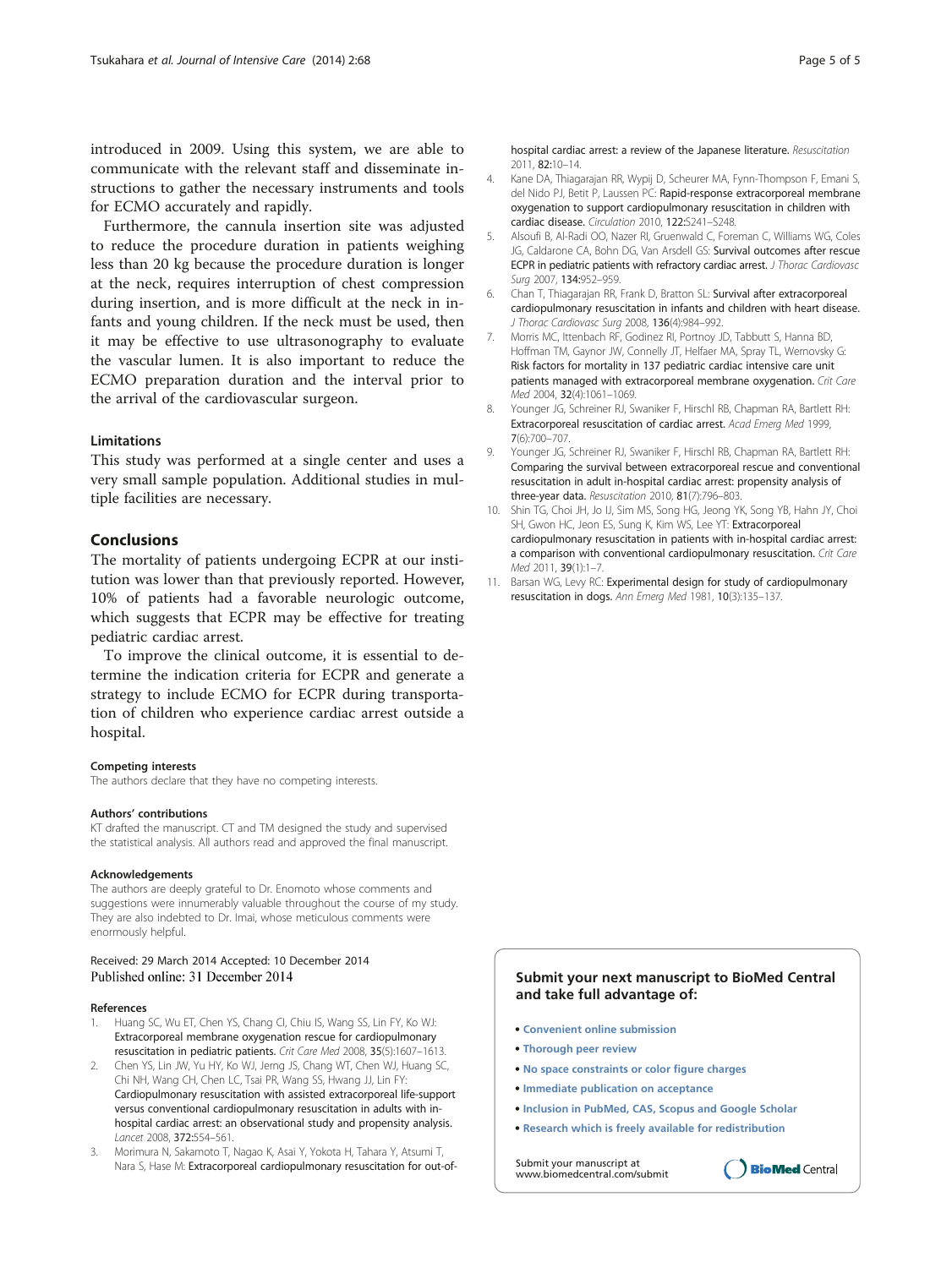introduced in 2009. Using this system, we are able to communicate with the relevant staff and disseminate instructions to gather the necessary instruments and tools for ECMO accurately and rapidly.

Furthermore, the cannula insertion site was adjusted to reduce the procedure duration in patients weighing less than 20 kg because the procedure duration is longer at the neck, requires interruption of chest compression during insertion, and is more difficult at the neck in infants and young children. If the neck must be used, then it may be effective to use ultrasonography to evaluate the vascular lumen. It is also important to reduce the ECMO preparation duration and the interval prior to the arrival of the cardiovascular surgeon.

### Limitations

This study was performed at a single center and uses a very small sample population. Additional studies in multiple facilities are necessary.

## Conclusions

The mortality of patients undergoing ECPR at our institution was lower than that previously reported. However, 10% of patients had a favorable neurologic outcome, which suggests that ECPR may be effective for treating pediatric cardiac arrest.

To improve the clinical outcome, it is essential to determine the indication criteria for ECPR and generate a strategy to include ECMO for ECPR during transportation of children who experience cardiac arrest outside a hospital.

#### Competing interests

The authors declare that they have no competing interests.

#### Authors' contributions

KT drafted the manuscript. CT and TM designed the study and supervised the statistical analysis. All authors read and approved the final manuscript.

#### Acknowledgements

The authors are deeply grateful to Dr. Enomoto whose comments and suggestions were innumerably valuable throughout the course of my study. They are also indebted to Dr. Imai, whose meticulous comments were enormously helpful.

Received: 29 March 2014 Accepted: 10 December 2014
Published online: 31 December 2014

#### References

1. Huang SC, Wu ET, Chen YS, Chang CI, Chiu IS, Wang SS, Lin FY, Ko WJ: Extracorporeal membrane oxygenation rescue for cardiopulmonary resuscitation in pediatric patients. *Crit Care Med* 2008, **35**(5):1607–1613.
2. Chen YS, Lin JW, Yu HY, Ko WJ, Jerng JS, Chang WT, Chen WJ, Huang SC, Chi NH, Wang CH, Chen LC, Tsai PR, Wang SS, Hwang JJ, Lin FY: Cardiopulmonary resuscitation with assisted extracorporeal life-support versus conventional cardiopulmonary resuscitation in adults with in-hospital cardiac arrest: an observational study and propensity analysis. *Lancet* 2008, **372**:554–561.
3. Morimura N, Sakamoto T, Nagao K, Asai Y, Yokota H, Tahara Y, Atsumi T, Nara S, Hase M: Extracorporeal cardiopulmonary resuscitation for out-of-hospital cardiac arrest: a review of the Japanese literature. *Resuscitation* 2011, **82**:10–14.
4. Kane DA, Thiagarajan RR, Wypij D, Scheurer MA, Fynn-Thompson F, Emani S, del Nido PJ, Betit P, Laussen PC: Rapid-response extracorporeal membrane oxygenation to support cardiopulmonary resuscitation in children with cardiac disease. *Circulation* 2010, **122**:S241–S248.
5. Alsoufi B, Al-Radi OO, Nazer RI, Gruenwald C, Foreman C, Williams WG, Coles JG, Caldarone CA, Bohn DG, Van Arsdell GS: Survival outcomes after rescue ECPR in pediatric patients with refractory cardiac arrest. *J Thorac Cardiovasc Surg* 2007, **134**:952–959.
6. Chan T, Thiagarajan RR, Frank D, Bratton SL: Survival after extracorporeal cardiopulmonary resuscitation in infants and children with heart disease. *J Thorac Cardiovasc Surg* 2008, **136**(4):984–992.
7. Morris MC, Ittenbach RF, Godinez RI, Portnoy JD, Tabbutt S, Hanna BD, Hoffman TM, Gaynor JW, Connelly JT, Helfaer MA, Spray TL, Wernovsky G: Risk factors for mortality in 137 pediatric cardiac intensive care unit patients managed with extracorporeal membrane oxygenation. *Crit Care Med* 2004, **32**(4):1061–1069.
8. Younger JG, Schreiner RJ, Swaniker F, Hirschl RB, Chapman RA, Bartlett RH: Extracorporeal resuscitation of cardiac arrest. *Acad Emerg Med* 1999, **7**(6):700–707.
9. Younger JG, Schreiner RJ, Swaniker F, Hirschl RB, Chapman RA, Bartlett RH: Comparing the survival between extracorporeal rescue and conventional resuscitation in adult in-hospital cardiac arrest: propensity analysis of three-year data. *Resuscitation* 2010, **81**(7):796–803.
10. Shin TG, Choi JH, Jo IJ, Sim MS, Song HG, Jeong YK, Song YB, Hahn JY, Choi SH, Gwon HC, Jeon ES, Sung K, Kim WS, Lee YT: Extracorporeal cardiopulmonary resuscitation in patients with in-hospital cardiac arrest: a comparison with conventional cardiopulmonary resuscitation. *Crit Care Med* 2011, **39**(1):1–7.
11. Barsan WG, Levy RC: Experimental design for study of cardiopulmonary resuscitation in dogs. *Ann Emerg Med* 1981, **10**(3):135–137.

**Submit your next manuscript to BioMed Central and take full advantage of:**

- Convenient online submission
- Thorough peer review
- No space constraints or color figure charges
- Immediate publication on acceptance
- Inclusion in PubMed, CAS, Scopus and Google Scholar
- Research which is freely available for redistribution

Submit your manuscript at
www.biomedcentral.com/submit

BioMed Central